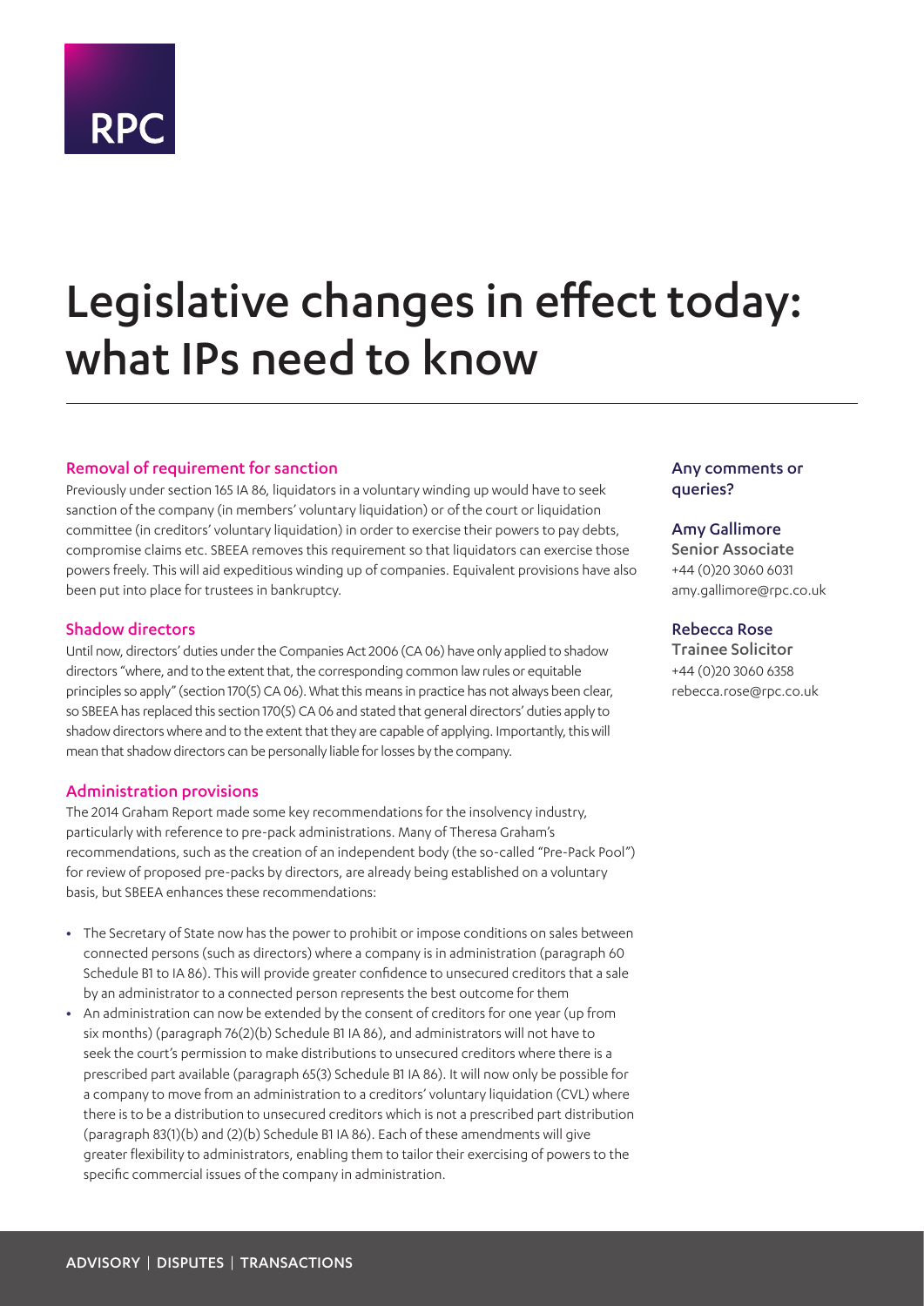RPC

# Legislative changes in effect today: what IPs need to know

### Removal of requirement for sanction

Previously under section 165 IA 86, liquidators in a voluntary winding up would have to seek sanction of the company (in members' voluntary liquidation) or of the court or liquidation committee (in creditors' voluntary liquidation) in order to exercise their powers to pay debts, compromise claims etc. SBEEA removes this requirement so that liquidators can exercise those powers freely. This will aid expeditious winding up of companies. Equivalent provisions have also been put into place for trustees in bankruptcy.

### Shadow directors

Until now, directors' duties under the Companies Act 2006 (CA 06) have only applied to shadow directors "where, and to the extent that, the corresponding common law rules or equitable principles so apply" (section 170(5) CA 06). What this means in practice has not always been clear, so SBEEA has replaced this section 170(5) CA 06 and stated that general directors' duties apply to shadow directors where and to the extent that they are capable of applying. Importantly, this will mean that shadow directors can be personally liable for losses by the company.

### Administration provisions

The 2014 Graham Report made some key recommendations for the insolvency industry, particularly with reference to pre-pack administrations. Many of Theresa Graham's recommendations, such as the creation of an independent body (the so-called "Pre-Pack Pool") for review of proposed pre-packs by directors, are already being established on a voluntary basis, but SBEEA enhances these recommendations:

- The Secretary of State now has the power to prohibit or impose conditions on sales between connected persons (such as directors) where a company is in administration (paragraph 60 Schedule B1 to IA 86). This will provide greater confidence to unsecured creditors that a sale by an administrator to a connected person represents the best outcome for them
- An administration can now be extended by the consent of creditors for one year (up from six months) (paragraph 76(2)(b) Schedule B1 IA 86), and administrators will not have to seek the court's permission to make distributions to unsecured creditors where there is a prescribed part available (paragraph 65(3) Schedule B1 IA 86). It will now only be possible for a company to move from an administration to a creditors' voluntary liquidation (CVL) where there is to be a distribution to unsecured creditors which is not a prescribed part distribution (paragraph 83(1)(b) and (2)(b) Schedule B1 IA 86). Each of these amendments will give greater flexibility to administrators, enabling them to tailor their exercising of powers to the specific commercial issues of the company in administration.

### Any comments or queries?

**Amy Gallimore**
Senior Associate
+44 (0)20 3060 6031
amy.gallimore@rpc.co.uk

**Rebecca Rose**
Trainee Solicitor
+44 (0)20 3060 6358
rebecca.rose@rpc.co.uk

ADVISORY | DISPUTES | TRANSACTIONS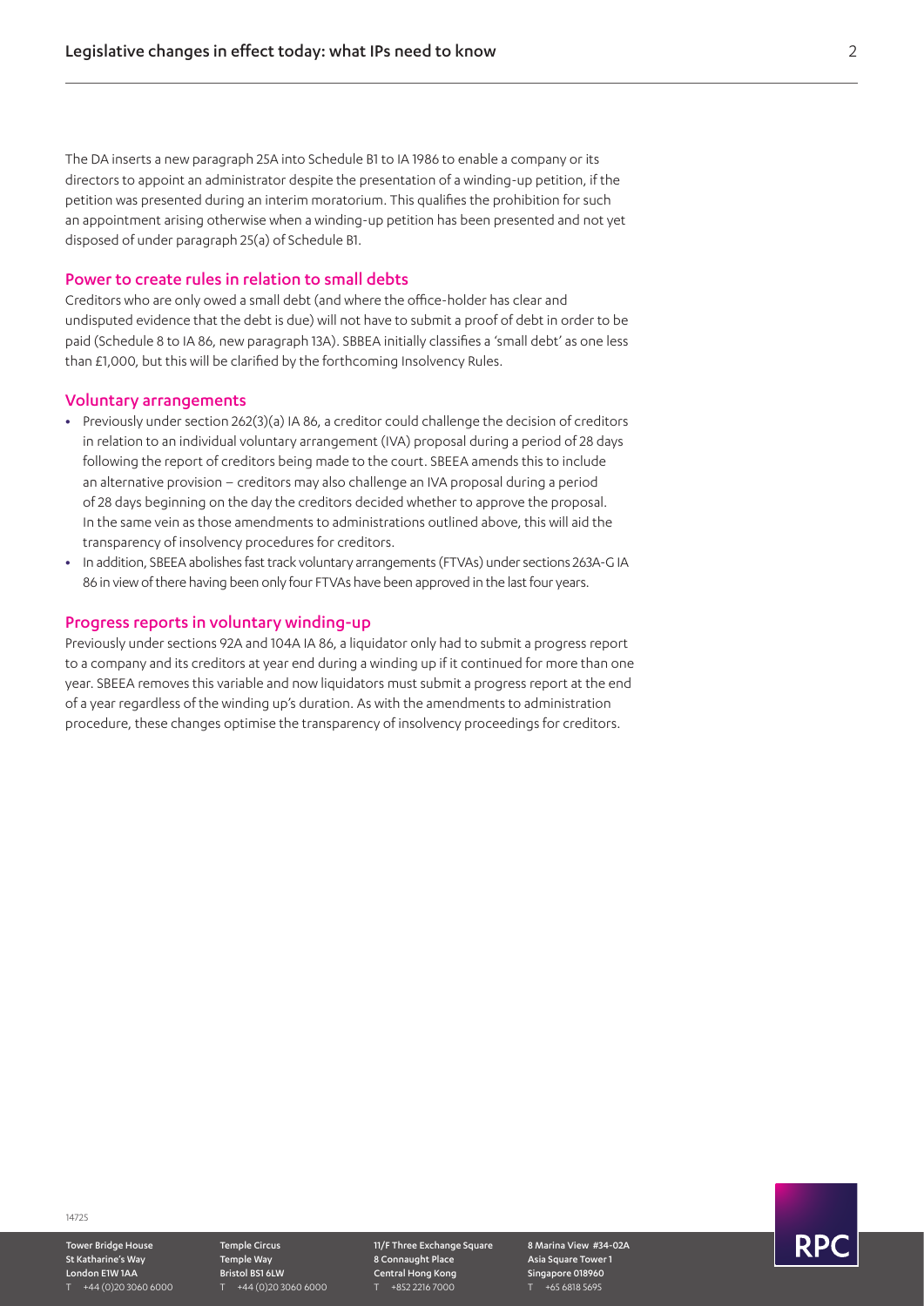The DA inserts a new paragraph 25A into Schedule B1 to IA 1986 to enable a company or its directors to appoint an administrator despite the presentation of a winding-up petition, if the petition was presented during an interim moratorium. This qualifies the prohibition for such an appointment arising otherwise when a winding-up petition has been presented and not yet disposed of under paragraph 25(a) of Schedule B1.

## Power to create rules in relation to small debts

Creditors who are only owed a small debt (and where the office-holder has clear and undisputed evidence that the debt is due) will not have to submit a proof of debt in order to be paid (Schedule 8 to IA 86, new paragraph 13A). SBBEA initially classifies a 'small debt' as one less than £1,000, but this will be clarified by the forthcoming Insolvency Rules.

## Voluntary arrangements

- Previously under section 262(3)(a) IA 86, a creditor could challenge the decision of creditors in relation to an individual voluntary arrangement (IVA) proposal during a period of 28 days following the report of creditors being made to the court. SBEEA amends this to include an alternative provision – creditors may also challenge an IVA proposal during a period of 28 days beginning on the day the creditors decided whether to approve the proposal. In the same vein as those amendments to administrations outlined above, this will aid the transparency of insolvency procedures for creditors.
- In addition, SBEEA abolishes fast track voluntary arrangements (FTVAs) under sections 263A-G IA 86 in view of there having been only four FTVAs have been approved in the last four years.

## Progress reports in voluntary winding-up

Previously under sections 92A and 104A IA 86, a liquidator only had to submit a progress report to a company and its creditors at year end during a winding up if it continued for more than one year. SBEEA removes this variable and now liquidators must submit a progress report at the end of a year regardless of the winding up's duration. As with the amendments to administration procedure, these changes optimise the transparency of insolvency proceedings for creditors.

14725

Tower Bridge House
St Katharine's Way
London E1W 1AA
T +44 (0)20 3060 6000

Temple Circus
Temple Way
Bristol BS1 6LW
T +44 (0)20 3060 6000

11/F Three Exchange Square
8 Connaught Place
Central Hong Kong
T +852 2216 7000

8 Marina View #34-02A
Asia Square Tower 1
Singapore 018960
T +65 6818 5695

RPC